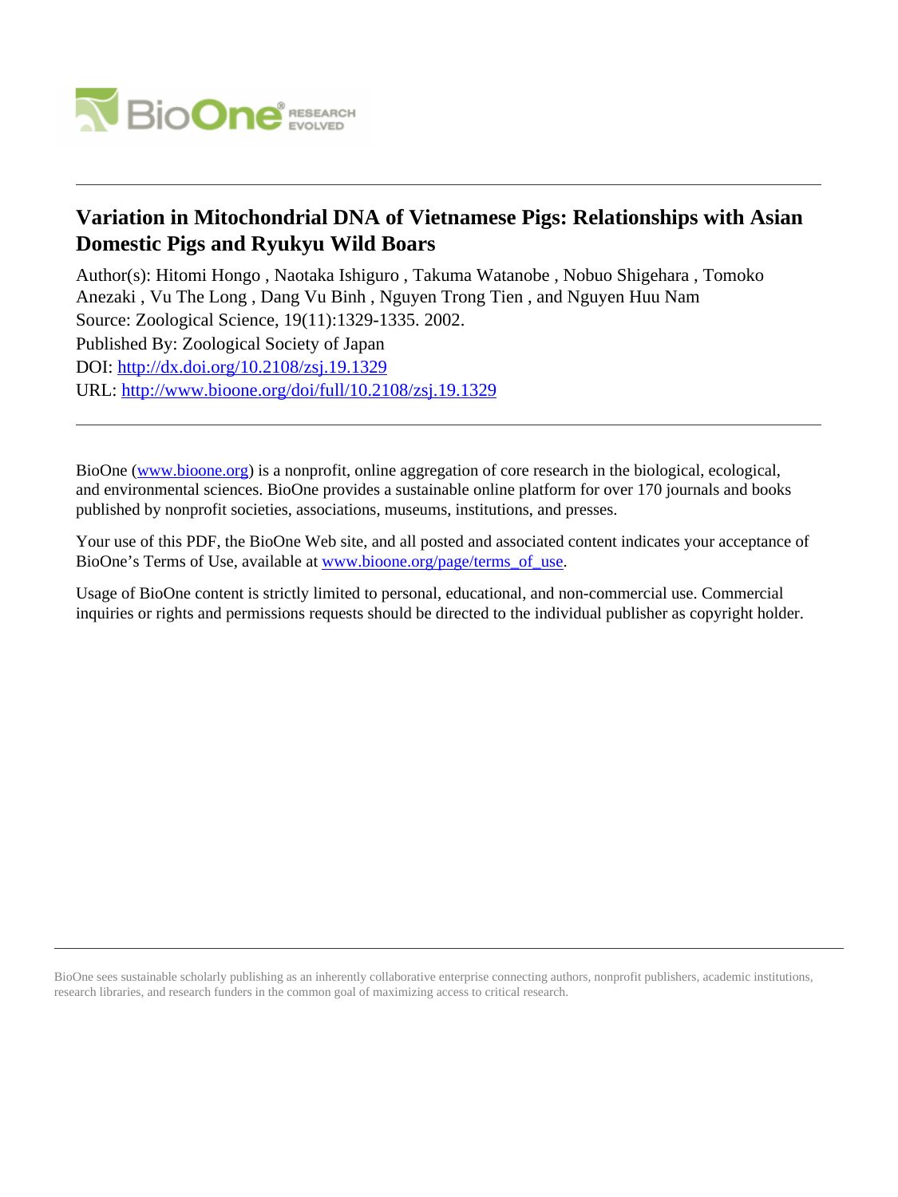# Variation in Mitochondrial DNA of Vietnamese Pigs: Relationships with Asian Domestic Pigs and Ryukyu Wild Boars

Author(s): Hitomi Hongo , Naotaka Ishiguro , Takuma Watanobe , Nobuo Shigehara , Tomoko Anezaki , Vu The Long , Dang Vu Binh , Nguyen Trong Tien , and Nguyen Huu Nam

Source: Zoological Science, 19(11):1329-1335. 2002.

Published By: Zoological Society of Japan

DOI: http://dx.doi.org/10.2108/zsj.19.1329

URL: http://www.bioone.org/doi/full/10.2108/zsj.19.1329

---

BioOne (www.bioone.org) is a nonprofit, online aggregation of core research in the biological, ecological, and environmental sciences. BioOne provides a sustainable online platform for over 170 journals and books published by nonprofit societies, associations, museums, institutions, and presses.

Your use of this PDF, the BioOne Web site, and all posted and associated content indicates your acceptance of BioOne's Terms of Use, available at www.bioone.org/page/terms_of_use.

Usage of BioOne content is strictly limited to personal, educational, and non-commercial use. Commercial inquiries or rights and permissions requests should be directed to the individual publisher as copyright holder.

---

BioOne sees sustainable scholarly publishing as an inherently collaborative enterprise connecting authors, nonprofit publishers, academic institutions, research libraries, and research funders in the common goal of maximizing access to critical research.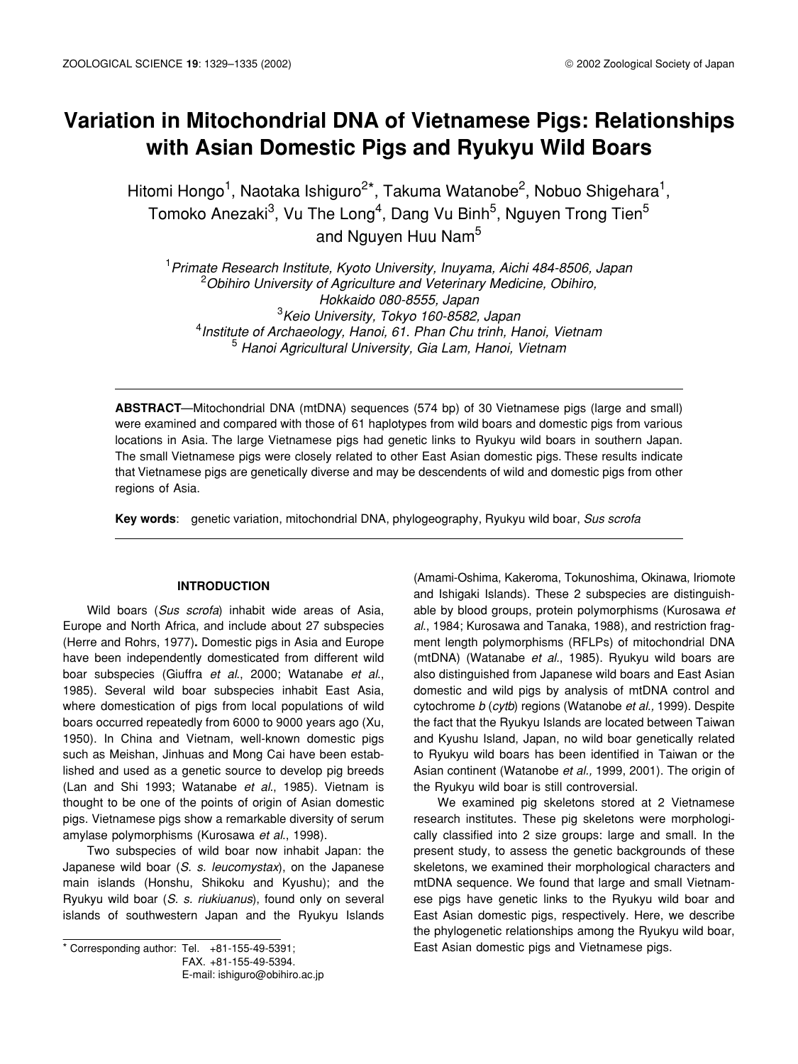# Variation in Mitochondrial DNA of Vietnamese Pigs: Relationships with Asian Domestic Pigs and Ryukyu Wild Boars

Hitomi Hongo[1], Naotaka Ishiguro[2*], Takuma Watanobe[2], Nobuo Shigehara[1], Tomoko Anezaki[3], Vu The Long[4], Dang Vu Binh[5], Nguyen Trong Tien[5] and Nguyen Huu Nam[5]

[1]*Primate Research Institute, Kyoto University, Inuyama, Aichi 484-8506, Japan*
[2]*Obihiro University of Agriculture and Veterinary Medicine, Obihiro, Hokkaido 080-8555, Japan*
[3]*Keio University, Tokyo 160-8582, Japan*
[4]*Institute of Archaeology, Hanoi, 61. Phan Chu trinh, Hanoi, Vietnam*
[5]*Hanoi Agricultural University, Gia Lam, Hanoi, Vietnam*

**ABSTRACT**—Mitochondrial DNA (mtDNA) sequences (574 bp) of 30 Vietnamese pigs (large and small) were examined and compared with those of 61 haplotypes from wild boars and domestic pigs from various locations in Asia. The large Vietnamese pigs had genetic links to Ryukyu wild boars in southern Japan. The small Vietnamese pigs were closely related to other East Asian domestic pigs. These results indicate that Vietnamese pigs are genetically diverse and may be descendents of wild and domestic pigs from other regions of Asia.

**Key words**: genetic variation, mitochondrial DNA, phylogeography, Ryukyu wild boar, *Sus scrofa*

## INTRODUCTION

Wild boars (*Sus scrofa*) inhabit wide areas of Asia, Europe and North Africa, and include about 27 subspecies (Herre and Rohrs, 1977)**.** Domestic pigs in Asia and Europe have been independently domesticated from different wild boar subspecies (Giuffra *et al*., 2000; Watanabe *et al*., 1985). Several wild boar subspecies inhabit East Asia, where domestication of pigs from local populations of wild boars occurred repeatedly from 6000 to 9000 years ago (Xu, 1950). In China and Vietnam, well-known domestic pigs such as Meishan, Jinhuas and Mong Cai have been established and used as a genetic source to develop pig breeds (Lan and Shi 1993; Watanabe *et al*., 1985). Vietnam is thought to be one of the points of origin of Asian domestic pigs. Vietnamese pigs show a remarkable diversity of serum amylase polymorphisms (Kurosawa *et al*., 1998).

Two subspecies of wild boar now inhabit Japan: the Japanese wild boar (*S. s. leucomystax*), on the Japanese main islands (Honshu, Shikoku and Kyushu); and the Ryukyu wild boar (*S. s. riukiuanus*), found only on several islands of southwestern Japan and the Ryukyu Islands (Amami-Oshima, Kakeroma, Tokunoshima, Okinawa, Iriomote and Ishigaki Islands). These 2 subspecies are distinguishable by blood groups, protein polymorphisms (Kurosawa *et al*., 1984; Kurosawa and Tanaka, 1988), and restriction fragment length polymorphisms (RFLPs) of mitochondrial DNA (mtDNA) (Watanabe *et al*., 1985). Ryukyu wild boars are also distinguished from Japanese wild boars and East Asian domestic and wild pigs by analysis of mtDNA control and cytochrome *b* (*cytb*) regions (Watanobe *et al.,* 1999). Despite the fact that the Ryukyu Islands are located between Taiwan and Kyushu Island, Japan, no wild boar genetically related to Ryukyu wild boars has been identified in Taiwan or the Asian continent (Watanobe *et al.,* 1999, 2001). The origin of the Ryukyu wild boar is still controversial.

We examined pig skeletons stored at 2 Vietnamese research institutes. These pig skeletons were morphologically classified into 2 size groups: large and small. In the present study, to assess the genetic backgrounds of these skeletons, we examined their morphological characters and mtDNA sequence. We found that large and small Vietnamese pigs have genetic links to the Ryukyu wild boar and East Asian domestic pigs, respectively. Here, we describe the phylogenetic relationships among the Ryukyu wild boar, East Asian domestic pigs and Vietnamese pigs.

\* Corresponding author: Tel. +81-155-49-5391;
FAX. +81-155-49-5394.
E-mail: ishiguro@obihiro.ac.jp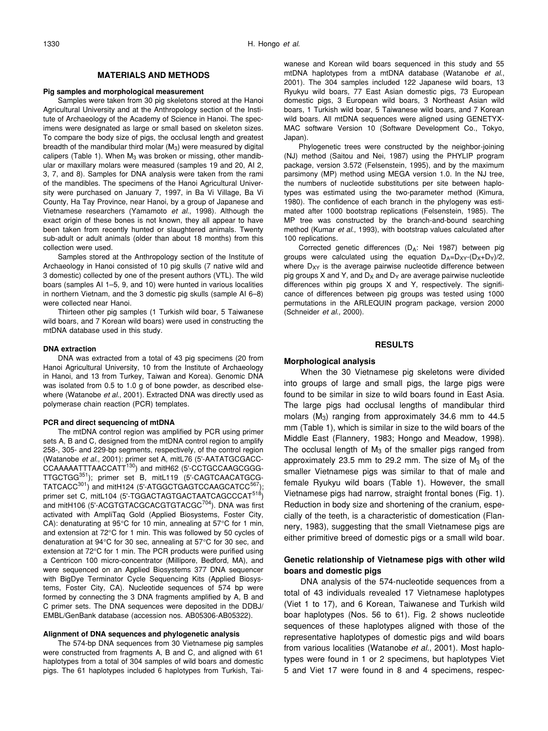## MATERIALS AND METHODS

### Pig samples and morphological measurement

Samples were taken from 30 pig skeletons stored at the Hanoi Agricultural University and at the Anthropology section of the Institute of Archaeology of the Academy of Science in Hanoi. The specimens were designated as large or small based on skeleton sizes. To compare the body size of pigs, the occlusal length and greatest breadth of the mandibular third molar ($M_3$) were measured by digital calipers (Table 1). When $M_3$ was broken or missing, other mandibular or maxillary molars were measured (samples 19 and 20, AI 2, 3, 7, and 8). Samples for DNA analysis were taken from the rami of the mandibles. The specimens of the Hanoi Agricultural University were purchased on January 7, 1997, in Ba Vi Village, Ba Vi County, Ha Tay Province, near Hanoi, by a group of Japanese and Vietnamese researchers (Yamamoto *et al.*, 1998). Although the exact origin of these bones is not known, they all appear to have been taken from recently hunted or slaughtered animals. Twenty sub-adult or adult animals (older than about 18 months) from this collection were used.

Samples stored at the Anthropology section of the Institute of Archaeology in Hanoi consisted of 10 pig skulls (7 native wild and 3 domestic) collected by one of the present authors (VTL). The wild boars (samples AI 1–5, 9, and 10) were hunted in various localities in northern Vietnam, and the 3 domestic pig skulls (sample AI 6–8) were collected near Hanoi.

Thirteen other pig samples (1 Turkish wild boar, 5 Taiwanese wild boars, and 7 Korean wild boars) were used in constructing the mtDNA database used in this study.

### DNA extraction

DNA was extracted from a total of 43 pig specimens (20 from Hanoi Agricultural University, 10 from the Institute of Archaeology in Hanoi, and 13 from Turkey, Taiwan and Korea). Genomic DNA was isolated from 0.5 to 1.0 g of bone powder, as described elsewhere (Watanobe *et al.*, 2001). Extracted DNA was directly used as polymerase chain reaction (PCR) templates.

### PCR and direct sequencing of mtDNA

The mtDNA control region was amplified by PCR using primer sets A, B and C, designed from the mtDNA control region to amplify 258-, 305- and 229-bp segments, respectively, of the control region (Watanobe *et al.*, 2001): primer set A, mitL76 (5'-AATATGCGACC-CCAAAAATTTAACCATT[130]) and mitH62 (5'-CCTGCCAAGCGGG-TTGCTGG[351]); primer set B, mitL119 (5'-CAGTCAACATGCG-TATCACC[301]) and mitH124 (5'-ATGGCTGAGTCCAAGCATCC[567]); primer set C, mitL104 (5'-TGGACTAGTGACTAATCAGCCCAT[518]) and mitH106 (5'-ACGTGTACGCACGTGTACGC[704]). DNA was first activated with AmpliTaq Gold (Applied Biosystems, Foster City, CA): denaturating at 95°C for 10 min, annealing at 57°C for 1 min, and extension at 72°C for 1 min. This was followed by 50 cycles of denaturation at 94°C for 30 sec, annealing at 57°C for 30 sec, and extension at 72°C for 1 min. The PCR products were purified using a Centricon 100 micro-concentrator (Millipore, Bedford, MA), and were sequenced on an Applied Biosystems 377 DNA sequencer with BigDye Terminator Cycle Sequencing Kits (Applied Biosystems, Foster City, CA). Nucleotide sequences of 574 bp were formed by connecting the 3 DNA fragments amplified by A, B and C primer sets. The DNA sequences were deposited in the DDBJ/EMBL/GenBank database (accession nos. AB05306-AB05322).

### Alignment of DNA sequences and phylogenetic analysis

The 574-bp DNA sequences from 30 Vietnamese pig samples were constructed from fragments A, B and C, and aligned with 61 haplotypes from a total of 304 samples of wild boars and domestic pigs. The 61 haplotypes included 6 haplotypes from Turkish, Taiwanese and Korean wild boars sequenced in this study and 55 mtDNA haplotypes from a mtDNA database (Watanobe *et al.*, 2001). The 304 samples included 122 Japanese wild boars, 13 Ryukyu wild boars, 77 East Asian domestic pigs, 73 European domestic pigs, 3 European wild boars, 3 Northeast Asian wild boars, 1 Turkish wild boar, 5 Taiwanese wild boars, and 7 Korean wild boars. All mtDNA sequences were aligned using GENETYX-MAC software Version 10 (Software Development Co., Tokyo, Japan).

Phylogenetic trees were constructed by the neighbor-joining (NJ) method (Saitou and Nei, 1987) using the PHYLIP program package, version 3.572 (Felsenstein, 1995), and by the maximum parsimony (MP) method using MEGA version 1.0. In the NJ tree, the numbers of nucleotide substitutions per site between haplotypes was estimated using the two-parameter method (Kimura, 1980). The confidence of each branch in the phylogeny was estimated after 1000 bootstrap replications (Felsenstein, 1985). The MP tree was constructed by the branch-and-bound searching method (Kumar *et al.*, 1993), with bootstrap values calculated after 100 replications.

Corrected genetic differences ($D_A$: Nei 1987) between pig groups were calculated using the equation $D_A = D_{XY} - (D_X + D_Y)/2$, where $D_{XY}$ is the average pairwise nucleotide difference between pig groups X and Y, and $D_X$ and $D_Y$ are average pairwise nucleotide differences within pig groups X and Y, respectively. The significance of differences between pig groups was tested using 1000 permutations in the ARLEQUIN program package, version 2000 (Schneider *et al.,* 2000).

## RESULTS

### Morphological analysis

When the 30 Vietnamese pig skeletons were divided into groups of large and small pigs, the large pigs were found to be similar in size to wild boars found in East Asia. The large pigs had occlusal lengths of mandibular third molars ($M_3$) ranging from approximately 34.6 mm to 44.5 mm (Table 1), which is similar in size to the wild boars of the Middle East (Flannery, 1983; Hongo and Meadow, 1998). The occlusal length of $M_3$ of the smaller pigs ranged from approximately 23.5 mm to 29.2 mm. The size of $M_3$ of the smaller Vietnamese pigs was similar to that of male and female Ryukyu wild boars (Table 1). However, the small Vietnamese pigs had narrow, straight frontal bones (Fig. 1). Reduction in body size and shortening of the cranium, especially of the teeth, is a characteristic of domestication (Flannery, 1983), suggesting that the small Vietnamese pigs are either primitive breed of domestic pigs or a small wild boar.

### Genetic relationship of Vietnamese pigs with other wild boars and domestic pigs

DNA analysis of the 574-nucleotide sequences from a total of 43 individuals revealed 17 Vietnamese haplotypes (Viet 1 to 17), and 6 Korean, Taiwanese and Turkish wild boar haplotypes (Nos. 56 to 61). Fig. 2 shows nucleotide sequences of these haplotypes aligned with those of the representative haplotypes of domestic pigs and wild boars from various localities (Watanobe *et al*., 2001). Most haplotypes were found in 1 or 2 specimens, but haplotypes Viet 5 and Viet 17 were found in 8 and 4 specimens, respec-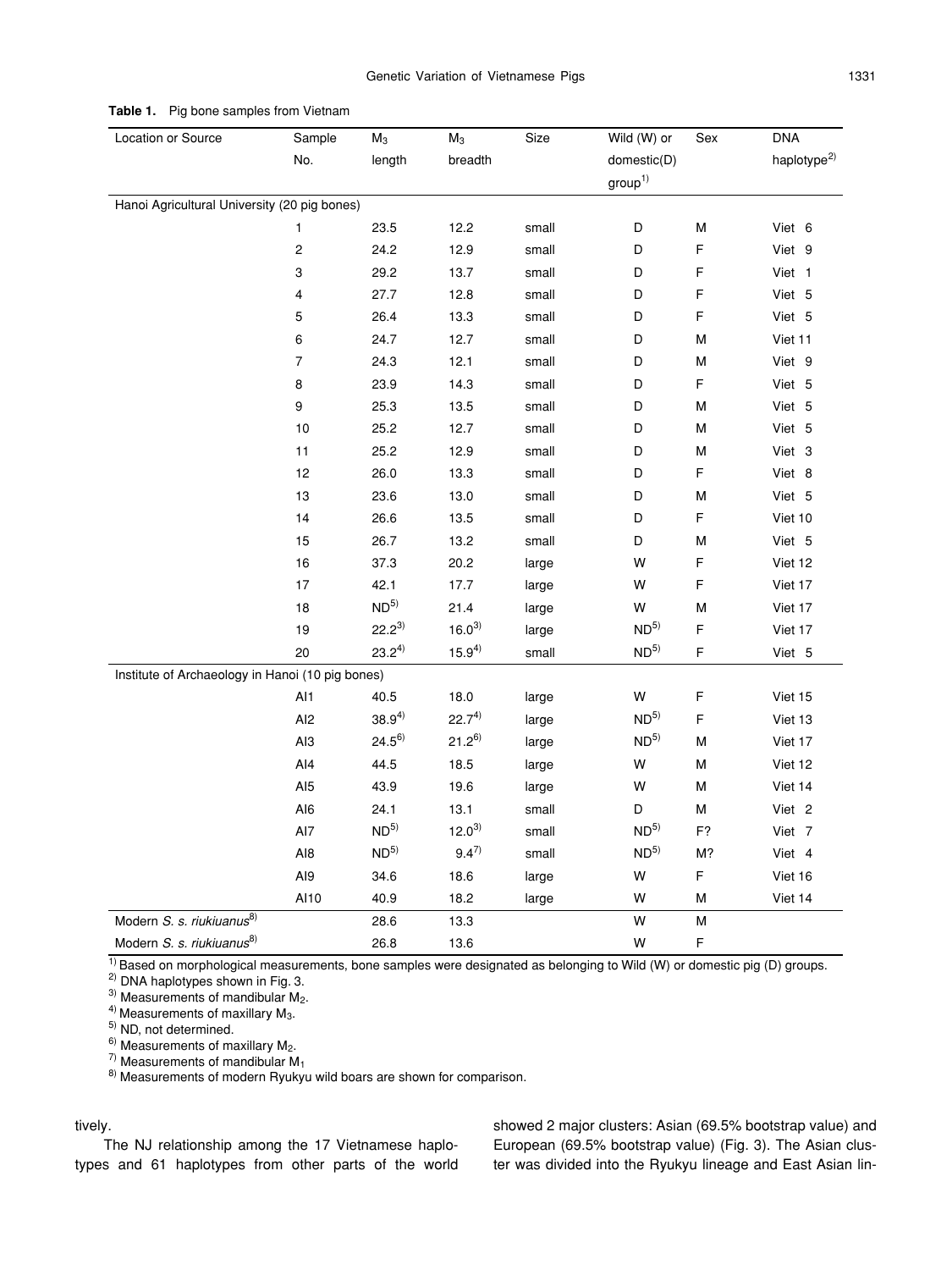**Table 1.** Pig bone samples from Vietnam

| Location or Source | Sample No. | $M_3$ length | $M_3$ breadth | Size | Wild (W) or domestic(D) group[1)] | Sex | DNA haplotype[2)] |
|---|---|---|---|---|---|---|---|
| Hanoi Agricultural University (20 pig bones) | | | | | | | |
| | 1 | 23.5 | 12.2 | small | D | M | Viet 6 |
| | 2 | 24.2 | 12.9 | small | D | F | Viet 9 |
| | 3 | 29.2 | 13.7 | small | D | F | Viet 1 |
| | 4 | 27.7 | 12.8 | small | D | F | Viet 5 |
| | 5 | 26.4 | 13.3 | small | D | F | Viet 5 |
| | 6 | 24.7 | 12.7 | small | D | M | Viet 11 |
| | 7 | 24.3 | 12.1 | small | D | M | Viet 9 |
| | 8 | 23.9 | 14.3 | small | D | F | Viet 5 |
| | 9 | 25.3 | 13.5 | small | D | M | Viet 5 |
| | 10 | 25.2 | 12.7 | small | D | M | Viet 5 |
| | 11 | 25.2 | 12.9 | small | D | M | Viet 3 |
| | 12 | 26.0 | 13.3 | small | D | F | Viet 8 |
| | 13 | 23.6 | 13.0 | small | D | M | Viet 5 |
| | 14 | 26.6 | 13.5 | small | D | F | Viet 10 |
| | 15 | 26.7 | 13.2 | small | D | M | Viet 5 |
| | 16 | 37.3 | 20.2 | large | W | F | Viet 12 |
| | 17 | 42.1 | 17.7 | large | W | F | Viet 17 |
| | 18 | ND[5)] | 21.4 | large | W | M | Viet 17 |
| | 19 | 22.2[3)] | 16.0[3)] | large | ND[5)] | F | Viet 17 |
| | 20 | 23.2[4)] | 15.9[4)] | small | ND[5)] | F | Viet 5 |
| Institute of Archaeology in Hanoi (10 pig bones) | | | | | | | |
| | AI1 | 40.5 | 18.0 | large | W | F | Viet 15 |
| | AI2 | 38.9[4)] | 22.7[4)] | large | ND[5)] | F | Viet 13 |
| | AI3 | 24.5[6)] | 21.2[6)] | large | ND[5)] | M | Viet 17 |
| | AI4 | 44.5 | 18.5 | large | W | M | Viet 12 |
| | AI5 | 43.9 | 19.6 | large | W | M | Viet 14 |
| | AI6 | 24.1 | 13.1 | small | D | M | Viet 2 |
| | AI7 | ND[5)] | 12.0[3)] | small | ND[5)] | F? | Viet 7 |
| | AI8 | ND[5)] | 9.4[7)] | small | ND[5)] | M? | Viet 4 |
| | AI9 | 34.6 | 18.6 | large | W | F | Viet 16 |
| | AI10 | 40.9 | 18.2 | large | W | M | Viet 14 |
| Modern *S. s. riukiuanus*[8)] | | 28.6 | 13.3 | | W | M | |
| Modern *S. s. riukiuanus*[8)] | | 26.8 | 13.6 | | W | F | |

1) Based on morphological measurements, bone samples were designated as belonging to Wild (W) or domestic pig (D) groups.
2) DNA haplotypes shown in Fig. 3.
3) Measurements of mandibular $M_2$.
4) Measurements of maxillary $M_3$.
5) ND, not determined.
6) Measurements of maxillary $M_2$.
7) Measurements of mandibular $M_1$
8) Measurements of modern Ryukyu wild boars are shown for comparison.

tively.

The NJ relationship among the 17 Vietnamese haplotypes and 61 haplotypes from other parts of the world showed 2 major clusters: Asian (69.5% bootstrap value) and European (69.5% bootstrap value) (Fig. 3). The Asian cluster was divided into the Ryukyu lineage and East Asian lin-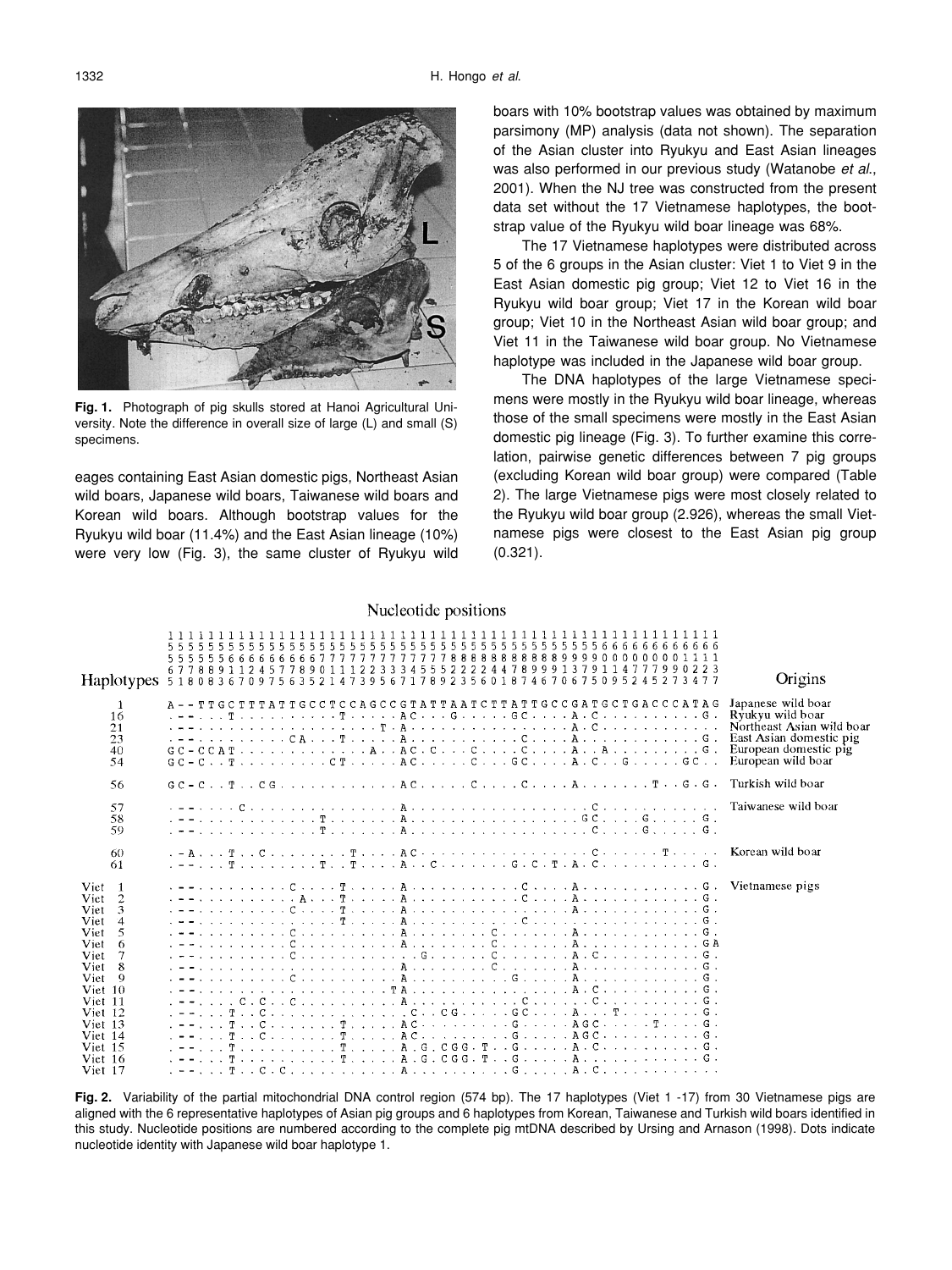**Fig. 1.** Photograph of pig skulls stored at Hanoi Agricultural University. Note the difference in overall size of large (L) and small (S) specimens.

eages containing East Asian domestic pigs, Northeast Asian wild boars, Japanese wild boars, Taiwanese wild boars and Korean wild boars. Although bootstrap values for the Ryukyu wild boar (11.4%) and the East Asian lineage (10%) were very low (Fig. 3), the same cluster of Ryukyu wild boars with 10% bootstrap values was obtained by maximum parsimony (MP) analysis (data not shown). The separation of the Asian cluster into Ryukyu and East Asian lineages was also performed in our previous study (Watanobe *et al*., 2001). When the NJ tree was constructed from the present data set without the 17 Vietnamese haplotypes, the bootstrap value of the Ryukyu wild boar lineage was 68%.

The 17 Vietnamese haplotypes were distributed across 5 of the 6 groups in the Asian cluster: Viet 1 to Viet 9 in the East Asian domestic pig group; Viet 12 to Viet 16 in the Ryukyu wild boar group; Viet 17 in the Korean wild boar group; Viet 10 in the Northeast Asian wild boar group; and Viet 11 in the Taiwanese wild boar group. No Vietnamese haplotype was included in the Japanese wild boar group.

The DNA haplotypes of the large Vietnamese specimens were mostly in the Ryukyu wild boar lineage, whereas those of the small specimens were mostly in the East Asian domestic pig lineage (Fig. 3). To further examine this correlation, pairwise genetic differences between 7 pig groups (excluding Korean wild boar group) were compared (Table 2). The large Vietnamese pigs were most closely related to the Ryukyu wild boar group (2.926), whereas the small Vietnamese pigs were closest to the East Asian pig group (0.321).

Nucleotide positions

```
             11111111111111111111111111111111111111111111111111111111111111111
             55555555555555555555555555555555555555555555555555555555555555555
             55555556666666666677777777777778888888888888999900000000001111
             67788911245778901112233345552224478999137911477799902 23
Haplotypes   51808367097563521473956717892356018746706750952452734 77        Origins

 1       A--TTGCTTTATTGCCTCCAGCCGTATTAATCTTATTGCCGATGCTGACCCATAG  Japanese wild boar
16       .--...T..........T.....AC...G.....GC....A.C..........G.  Ryukyu wild boar
21       .--.................T.A...........A.C...........         Northeast Asian wild boar
23       .--.........CA...T.....A..........C....A...........G.    East Asian domestic pig
40       GC-CCAT............A..AC.C...C....C....A..A.........G.   European domestic pig
54       GC-C..T.........CT.....AC.....C...GC....A.C..G.....GC..  European wild boar

56       GC-C..T..CG............AC.....C....C....A.......T..G.G.  Turkish wild boar

57       .--....C...............A..................C..........    Taiwanese wild boar
58       .--.............T.......A.................GC....G.....G.
59       .--.............T.......A..................C....G.....G.

60       .-A...T..C........T....AC.................C......T.....  Korean wild boar
61       .--...T.........T..T....A..C........G.C.T.A.C..........G.

Viet  1  .--.........C....T.....A...........C....A...........G.   Vietnamese pigs
Viet  2  .--...........A...T.....A..........C....A...........G.
Viet  3  .--.........C....T.....A.................A...........G.
Viet  4  .--..............T.....A.........C..................G.
Viet  5  .--.........C..........A.......C.......A............G.
Viet  6  .--.........C..........A.......C.......A............GA
Viet  7  .--.........C............G.....C.......A.C..........G.
Viet  8  .--....................A.......C.......A............G.
Viet  9  .--.........C..........A.......G.......A............G.
Viet 10  .--...................TA................A.C..........G.
Viet 11  .--....C.C..C..........A..........C......C...........G.
Viet 12  .--...T..C..............C..CG.....GC....A...T.......G.
Viet 13  .--...T..C.......T.....AC.........G.....AGC.....T....G.
Viet 14  .--...T..C.......T.....AC.........G.....AGC..........G.
Viet 15  .--...T..........T.....A.G.CGG.T..G.....A.C..........G.
Viet 16  .--...T..........T.....A.G.CGG.T..G.....A............G.
Viet 17  .--...T..C.C...........A..........G.....A.C..........
```

**Fig. 2.** Variability of the partial mitochondrial DNA control region (574 bp). The 17 haplotypes (Viet 1 -17) from 30 Vietnamese pigs are aligned with the 6 representative haplotypes of Asian pig groups and 6 haplotypes from Korean, Taiwanese and Turkish wild boars identified in this study. Nucleotide positions are numbered according to the complete pig mtDNA described by Ursing and Arnason (1998). Dots indicate nucleotide identity with Japanese wild boar haplotype 1.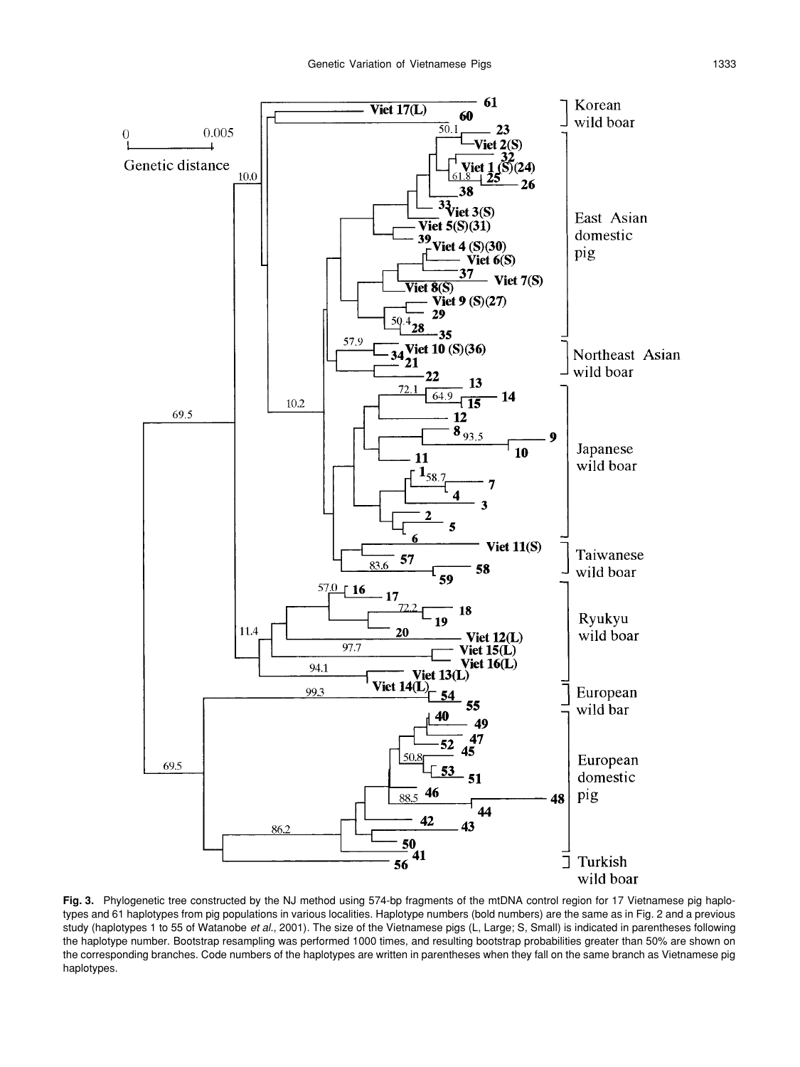**Fig. 3.** Phylogenetic tree constructed by the NJ method using 574-bp fragments of the mtDNA control region for 17 Vietnamese pig haplotypes and 61 haplotypes from pig populations in various localities. Haplotype numbers (bold numbers) are the same as in Fig. 2 and a previous study (haplotypes 1 to 55 of Watanobe *et al.*, 2001). The size of the Vietnamese pigs (L, Large; S, Small) is indicated in parentheses following the haplotype number. Bootstrap resampling was performed 1000 times, and resulting bootstrap probabilities greater than 50% are shown on the corresponding branches. Code numbers of the haplotypes are written in parentheses when they fall on the same branch as Vietnamese pig haplotypes.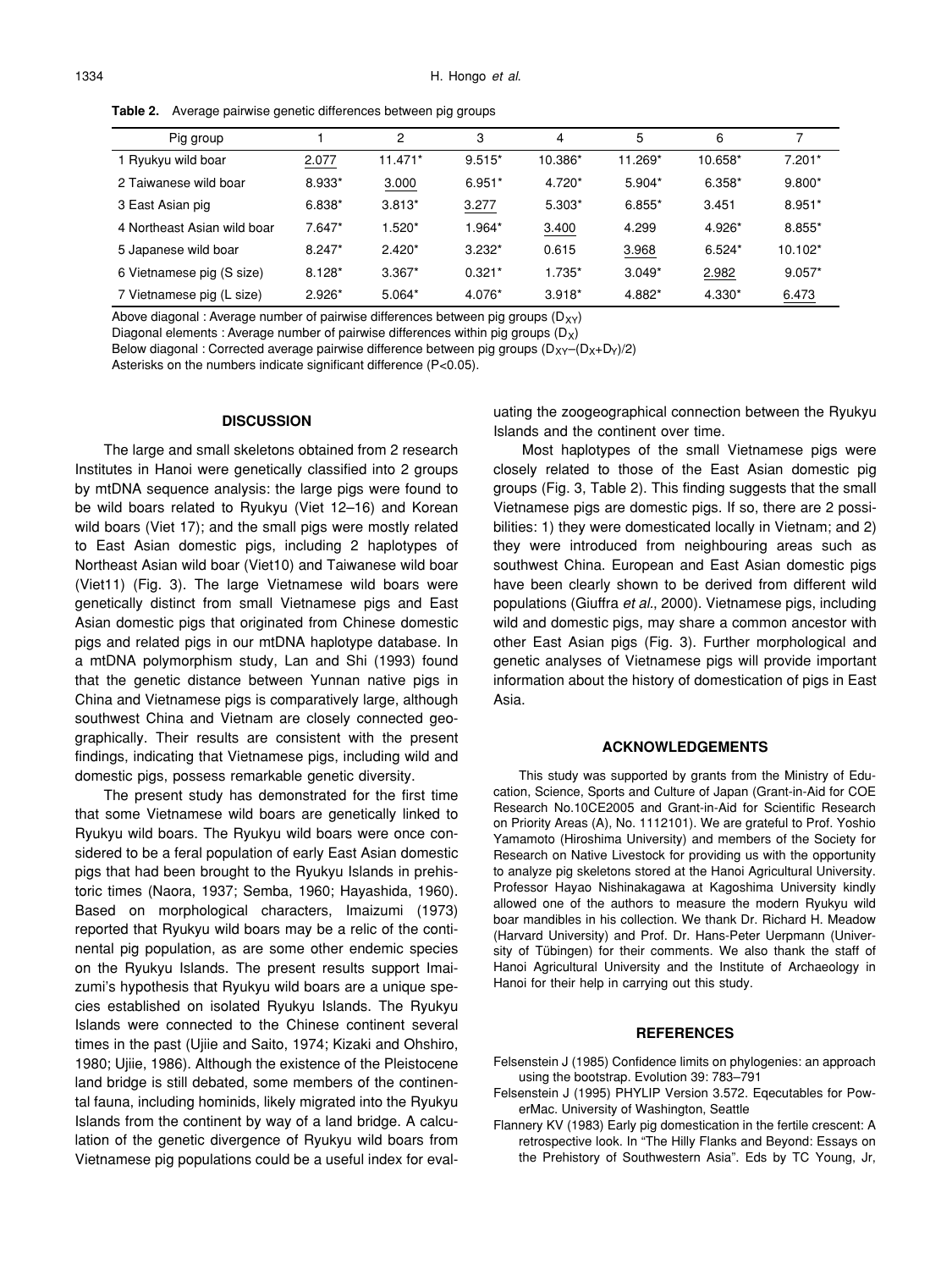**Table 2.** Average pairwise genetic differences between pig groups

| Pig group | 1 | 2 | 3 | 4 | 5 | 6 | 7 |
|---|---|---|---|---|---|---|---|
| 1 Ryukyu wild boar | 2.077 | 11.471* | 9.515* | 10.386* | 11.269* | 10.658* | 7.201* |
| 2 Taiwanese wild boar | 8.933* | 3.000 | 6.951* | 4.720* | 5.904* | 6.358* | 9.800* |
| 3 East Asian pig | 6.838* | 3.813* | 3.277 | 5.303* | 6.855* | 3.451 | 8.951* |
| 4 Northeast Asian wild boar | 7.647* | 1.520* | 1.964* | 3.400 | 4.299 | 4.926* | 8.855* |
| 5 Japanese wild boar | 8.247* | 2.420* | 3.232* | 0.615 | 3.968 | 6.524* | 10.102* |
| 6 Vietnamese pig (S size) | 8.128* | 3.367* | 0.321* | 1.735* | 3.049* | 2.982 | 9.057* |
| 7 Vietnamese pig (L size) | 2.926* | 5.064* | 4.076* | 3.918* | 4.882* | 4.330* | 6.473 |

Above diagonal : Average number of pairwise differences between pig groups ($D_{XY}$)
Diagonal elements : Average number of pairwise differences within pig groups ($D_X$)
Below diagonal : Corrected average pairwise difference between pig groups ($D_{XY}-(D_X+D_Y)/2$)
Asterisks on the numbers indicate significant difference ($P<0.05$).

## DISCUSSION

The large and small skeletons obtained from 2 research Institutes in Hanoi were genetically classified into 2 groups by mtDNA sequence analysis: the large pigs were found to be wild boars related to Ryukyu (Viet 12–16) and Korean wild boars (Viet 17); and the small pigs were mostly related to East Asian domestic pigs, including 2 haplotypes of Northeast Asian wild boar (Viet10) and Taiwanese wild boar (Viet11) (Fig. 3). The large Vietnamese wild boars were genetically distinct from small Vietnamese pigs and East Asian domestic pigs that originated from Chinese domestic pigs and related pigs in our mtDNA haplotype database. In a mtDNA polymorphism study, Lan and Shi (1993) found that the genetic distance between Yunnan native pigs in China and Vietnamese pigs is comparatively large, although southwest China and Vietnam are closely connected geographically. Their results are consistent with the present findings, indicating that Vietnamese pigs, including wild and domestic pigs, possess remarkable genetic diversity.

The present study has demonstrated for the first time that some Vietnamese wild boars are genetically linked to Ryukyu wild boars. The Ryukyu wild boars were once considered to be a feral population of early East Asian domestic pigs that had been brought to the Ryukyu Islands in prehistoric times (Naora, 1937; Semba, 1960; Hayashida, 1960). Based on morphological characters, Imaizumi (1973) reported that Ryukyu wild boars may be a relic of the continental pig population, as are some other endemic species on the Ryukyu Islands. The present results support Imaizumi's hypothesis that Ryukyu wild boars are a unique species established on isolated Ryukyu Islands. The Ryukyu Islands were connected to the Chinese continent several times in the past (Ujiie and Saito, 1974; Kizaki and Ohshiro, 1980; Ujiie, 1986). Although the existence of the Pleistocene land bridge is still debated, some members of the continental fauna, including hominids, likely migrated into the Ryukyu Islands from the continent by way of a land bridge. A calculation of the genetic divergence of Ryukyu wild boars from Vietnamese pig populations could be a useful index for evaluating the zoogeographical connection between the Ryukyu Islands and the continent over time.

Most haplotypes of the small Vietnamese pigs were closely related to those of the East Asian domestic pig groups (Fig. 3, Table 2). This finding suggests that the small Vietnamese pigs are domestic pigs. If so, there are 2 possibilities: 1) they were domesticated locally in Vietnam; and 2) they were introduced from neighbouring areas such as southwest China. European and East Asian domestic pigs have been clearly shown to be derived from different wild populations (Giuffra *et al*., 2000). Vietnamese pigs, including wild and domestic pigs, may share a common ancestor with other East Asian pigs (Fig. 3). Further morphological and genetic analyses of Vietnamese pigs will provide important information about the history of domestication of pigs in East Asia.

## ACKNOWLEDGEMENTS

This study was supported by grants from the Ministry of Education, Science, Sports and Culture of Japan (Grant-in-Aid for COE Research No.10CE2005 and Grant-in-Aid for Scientific Research on Priority Areas (A), No. 1112101). We are grateful to Prof. Yoshio Yamamoto (Hiroshima University) and members of the Society for Research on Native Livestock for providing us with the opportunity to analyze pig skeletons stored at the Hanoi Agricultural University. Professor Hayao Nishinakagawa at Kagoshima University kindly allowed one of the authors to measure the modern Ryukyu wild boar mandibles in his collection. We thank Dr. Richard H. Meadow (Harvard University) and Prof. Dr. Hans-Peter Uerpmann (University of Tübingen) for their comments. We also thank the staff of Hanoi Agricultural University and the Institute of Archaeology in Hanoi for their help in carrying out this study.

## REFERENCES

Felsenstein J (1985) Confidence limits on phylogenies: an approach using the bootstrap. Evolution 39: 783–791

Felsenstein J (1995) PHYLIP Version 3.572. Eqecutables for PowerMac. University of Washington, Seattle

Flannery KV (1983) Early pig domestication in the fertile crescent: A retrospective look. In "The Hilly Flanks and Beyond: Essays on the Prehistory of Southwestern Asia". Eds by TC Young, Jr,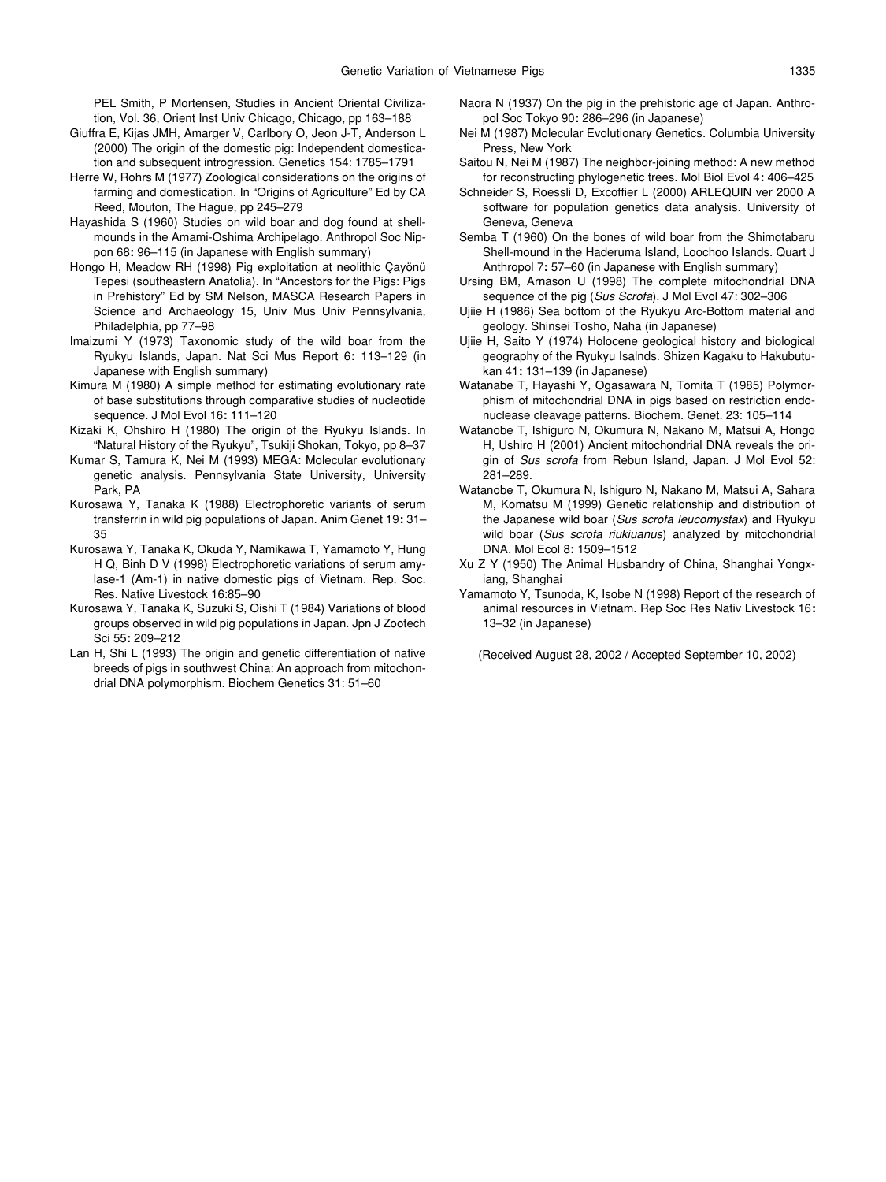PEL Smith, P Mortensen, Studies in Ancient Oriental Civilization, Vol. 36, Orient Inst Univ Chicago, Chicago, pp 163–188

Giuffra E, Kijas JMH, Amarger V, Carlbory O, Jeon J-T, Anderson L (2000) The origin of the domestic pig: Independent domestication and subsequent introgression. Genetics 154: 1785–1791

Herre W, Rohrs M (1977) Zoological considerations on the origins of farming and domestication. In "Origins of Agriculture" Ed by CA Reed, Mouton, The Hague, pp 245–279

Hayashida S (1960) Studies on wild boar and dog found at shell-mounds in the Amami-Oshima Archipelago. Anthropol Soc Nippon 68: 96–115 (in Japanese with English summary)

Hongo H, Meadow RH (1998) Pig exploitation at neolithic Çayönü Tepesi (southeastern Anatolia). In "Ancestors for the Pigs: Pigs in Prehistory" Ed by SM Nelson, MASCA Research Papers in Science and Archaeology 15, Univ Mus Univ Pennsylvania, Philadelphia, pp 77–98

Imaizumi Y (1973) Taxonomic study of the wild boar from the Ryukyu Islands, Japan. Nat Sci Mus Report 6: 113–129 (in Japanese with English summary)

Kimura M (1980) A simple method for estimating evolutionary rate of base substitutions through comparative studies of nucleotide sequence. J Mol Evol 16: 111–120

Kizaki K, Ohshiro H (1980) The origin of the Ryukyu Islands. In "Natural History of the Ryukyu", Tsukiji Shokan, Tokyo, pp 8–37

Kumar S, Tamura K, Nei M (1993) MEGA: Molecular evolutionary genetic analysis. Pennsylvania State University, University Park, PA

Kurosawa Y, Tanaka K (1988) Electrophoretic variants of serum transferrin in wild pig populations of Japan. Anim Genet 19: 31–35

Kurosawa Y, Tanaka K, Okuda Y, Namikawa T, Yamamoto Y, Hung H Q, Binh D V (1998) Electrophoretic variations of serum amylase-1 (Am-1) in native domestic pigs of Vietnam. Rep. Soc. Res. Native Livestock 16:85–90

Kurosawa Y, Tanaka K, Suzuki S, Oishi T (1984) Variations of blood groups observed in wild pig populations in Japan. Jpn J Zootech Sci 55: 209–212

Lan H, Shi L (1993) The origin and genetic differentiation of native breeds of pigs in southwest China: An approach from mitochondrial DNA polymorphism. Biochem Genetics 31: 51–60

Naora N (1937) On the pig in the prehistoric age of Japan. Anthropol Soc Tokyo 90: 286–296 (in Japanese)

Nei M (1987) Molecular Evolutionary Genetics. Columbia University Press, New York

Saitou N, Nei M (1987) The neighbor-joining method: A new method for reconstructing phylogenetic trees. Mol Biol Evol 4: 406–425

Schneider S, Roessli D, Excoffier L (2000) ARLEQUIN ver 2000 A software for population genetics data analysis. University of Geneva, Geneva

Semba T (1960) On the bones of wild boar from the Shimotabaru Shell-mound in the Haderuma Island, Loochoo Islands. Quart J Anthropol 7: 57–60 (in Japanese with English summary)

Ursing BM, Arnason U (1998) The complete mitochondrial DNA sequence of the pig (*Sus Scrofa*). J Mol Evol 47: 302–306

Ujiie H (1986) Sea bottom of the Ryukyu Arc-Bottom material and geology. Shinsei Tosho, Naha (in Japanese)

Ujiie H, Saito Y (1974) Holocene geological history and biological geography of the Ryukyu Isalnds. Shizen Kagaku to Hakubutukan 41: 131–139 (in Japanese)

Watanabe T, Hayashi Y, Ogasawara N, Tomita T (1985) Polymorphism of mitochondrial DNA in pigs based on restriction endonuclease cleavage patterns. Biochem. Genet. 23: 105–114

Watanobe T, Ishiguro N, Okumura N, Nakano M, Matsui A, Hongo H, Ushiro H (2001) Ancient mitochondrial DNA reveals the origin of *Sus scrofa* from Rebun Island, Japan. J Mol Evol 52: 281–289.

Watanobe T, Okumura N, Ishiguro N, Nakano M, Matsui A, Sahara M, Komatsu M (1999) Genetic relationship and distribution of the Japanese wild boar (*Sus scrofa leucomystax*) and Ryukyu wild boar (*Sus scrofa riukiuanus*) analyzed by mitochondrial DNA. Mol Ecol 8: 1509–1512

Xu Z Y (1950) The Animal Husbandry of China, Shanghai Yongxiang, Shanghai

Yamamoto Y, Tsunoda, K, Isobe N (1998) Report of the research of animal resources in Vietnam. Rep Soc Res Nativ Livestock 16: 13–32 (in Japanese)

(Received August 28, 2002 / Accepted September 10, 2002)